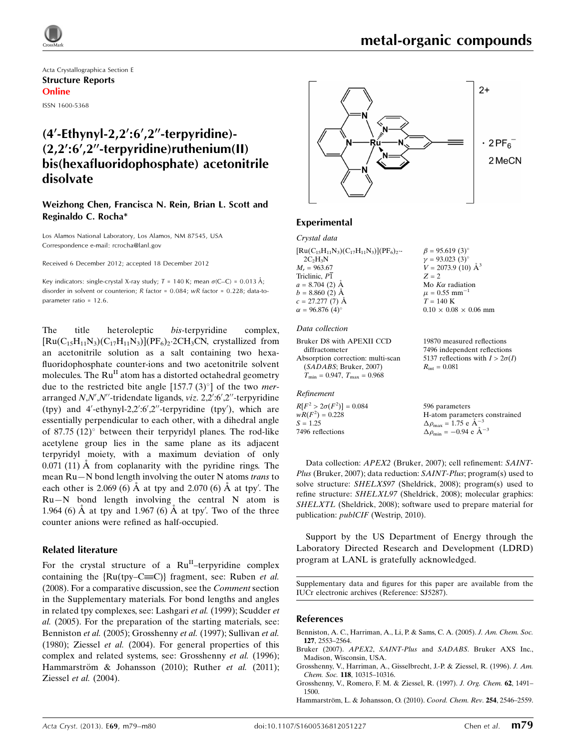Acta Crystallographica Section E

**Structure Reports Online**

ISSN 1600-5368

# (4′-Ethynyl-2,2′:6′,2″-terpyridine)(2,2′:6′,2″-terpyridine)ruthenium(II) bis(hexafluoridophosphate) acetonitrile disolvate

**Weizhong Chen, Francisca N. Rein, Brian L. Scott and Reginaldo C. Rocha***

Los Alamos National Laboratory, Los Alamos, NM 87545, USA
Correspondence e-mail: rcrocha@lanl.gov

Received 6 December 2012; accepted 18 December 2012

Key indicators: single-crystal X-ray study; $T = 140$ K; mean $\sigma$(C–C) = 0.013 Å; disorder in solvent or counterion; $R$ factor = 0.084; $wR$ factor = 0.228; data-to-parameter ratio = 12.6.

The title heteroleptic *bis*-terpyridine complex, $[Ru(C_{15}H_{11}N_3)(C_{17}H_{11}N_3)](PF_6)_2 \cdot 2CH_3CN$, crystallized from an acetonitrile solution as a salt containing two hexafluoridophosphate counter-ions and two acetonitrile solvent molecules. The $Ru^{II}$ atom has a distorted octahedral geometry due to the restricted bite angle [157.7 (3)°] of the two *mer*-arranged $N,N',N''$-tridendate ligands, *viz*. 2,2′:6′,2″-terpyridine (tpy) and 4′-ethynyl-2,2′:6′,2″-terpyridine (tpy′), which are essentially perpendicular to each other, with a dihedral angle of 87.75 (12)° between their terpyridyl planes. The rod-like acetylene group lies in the same plane as its adjacent terpyridyl moiety, with a maximum deviation of only 0.071 (11) Å from coplanarity with the pyridine rings. The mean Ru—N bond length involving the outer N atoms *trans* to each other is 2.069 (6) Å at tpy and 2.070 (6) Å at tpy′. The Ru—N bond length involving the central N atom is 1.964 (6) Å at tpy and 1.967 (6) Å at tpy′. Two of the three counter anions were refined as half-occupied.

## Related literature

For the crystal structure of a $Ru^{II}$–terpyridine complex containing the {Ru(tpy–C≡C)} fragment, see: Ruben *et al.* (2008). For a comparative discussion, see the *Comment* section in the Supplementary materials. For bond lengths and angles in related tpy complexes, see: Lashgari *et al.* (1999); Scudder *et al.* (2005). For the preparation of the starting materials, see: Benniston *et al.* (2005); Grosshenny *et al.* (1997); Sullivan *et al.* (1980); Ziessel *et al.* (2004). For general properties of this complex and related systems, see: Grosshenny *et al.* (1996); Hammarström & Johansson (2010); Ruther *et al.* (2011); Ziessel *et al.* (2004).

$$\left[ Ru(tpy)(tpy') \right]^{2+} \cdot 2PF_6^- \quad 2\,MeCN$$

## Experimental

### Crystal data

$[Ru(C_{15}H_{11}N_3)(C_{17}H_{11}N_3)](PF_6)_2 \cdot 2C_2H_3N$
$M_r = 963.67$
Triclinic, $P\bar{1}$
$a = 8.704$ (2) Å
$b = 8.860$ (2) Å
$c = 27.277$ (7) Å
$\alpha = 96.876$ (4)°
$\beta = 95.619$ (3)°
$\gamma = 93.023$ (3)°
$V = 2073.9$ (10) Å$^3$
$Z = 2$
Mo $K\alpha$ radiation
$\mu = 0.55$ mm$^{-1}$
$T = 140$ K
$0.10 \times 0.08 \times 0.06$ mm

### Data collection

Bruker D8 with APEXII CCD diffractometer
Absorption correction: multi-scan (*SADABS*; Bruker, 2007)
$T_{min} = 0.947$, $T_{max} = 0.968$
19870 measured reflections
7496 independent reflections
5137 reflections with $I > 2\sigma(I)$
$R_{int} = 0.081$

### Refinement

$R[F^2 > 2\sigma(F^2)] = 0.084$
$wR(F^2) = 0.228$
$S = 1.25$
7496 reflections
596 parameters
H-atom parameters constrained
$\Delta\rho_{max} = 1.75$ e Å$^{-3}$
$\Delta\rho_{min} = -0.94$ e Å$^{-3}$

Data collection: *APEX2* (Bruker, 2007); cell refinement: *SAINT-Plus* (Bruker, 2007); data reduction: *SAINT-Plus*; program(s) used to solve structure: *SHELXS97* (Sheldrick, 2008); program(s) used to refine structure: *SHELXL97* (Sheldrick, 2008); molecular graphics: *SHELXTL* (Sheldrick, 2008); software used to prepare material for publication: *publCIF* (Westrip, 2010).

Support by the US Department of Energy through the Laboratory Directed Research and Development (LDRD) program at LANL is gratefully acknowledged.

Supplementary data and figures for this paper are available from the IUCr electronic archives (Reference: SJ5287).

## References

Benniston, A. C., Harriman, A., Li, P. & Sams, C. A. (2005). *J. Am. Chem. Soc.* **127**, 2553–2564.

Bruker (2007). *APEX2*, *SAINT-Plus* and *SADABS*. Bruker AXS Inc., Madison, Wisconsin, USA.

Grosshenny, V., Harriman, A., Gisselbrecht, J.-P. & Ziessel, R. (1996). *J. Am. Chem. Soc.* **118**, 10315–10316.

Grosshenny, V., Romero, F. M. & Ziessel, R. (1997). *J. Org. Chem.* **62**, 1491–1500.

Hammarström, L. & Johansson, O. (2010). *Coord. Chem. Rev.* **254**, 2546–2559.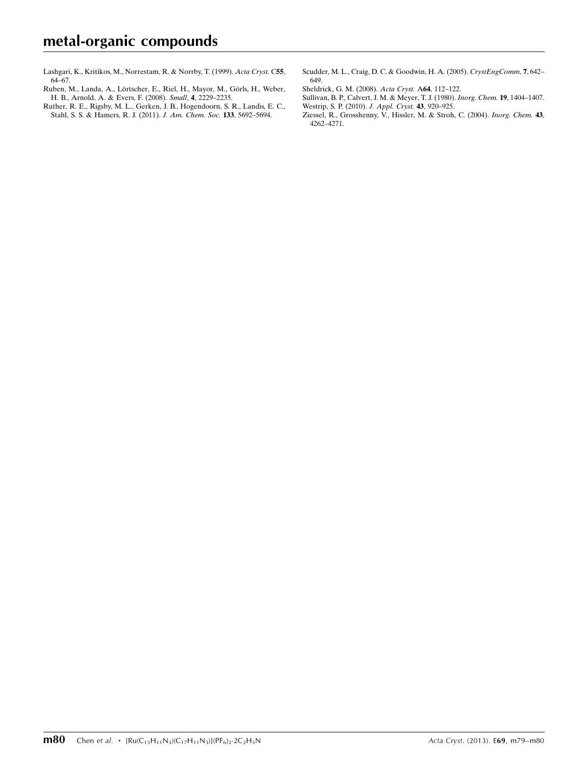Lashgari, K., Kritikos, M., Norrestam, R. & Norrby, T. (1999). *Acta Cryst.* C**55**, 64–67.

Ruben, M., Landa, A., Lörtscher, E., Riel, H., Mayor, M., Görls, H., Weber, H. B., Arnold, A. & Evers, F. (2008). *Small*, **4**, 2229–2235.

Ruther, R. E., Rigsby, M. L., Gerken, J. B., Hogendoorn, S. R., Landis, E. C., Stahl, S. S. & Hamers, R. J. (2011). *J. Am. Chem. Soc.* **133**, 5692–5694.

Scudder, M. L., Craig, D. C. & Goodwin, H. A. (2005). *CrystEngComm*, **7**, 642–649.

Sheldrick, G. M. (2008). *Acta Cryst.* A**64**, 112–122.

Sullivan, B. P., Calvert, J. M. & Meyer, T. J. (1980). *Inorg. Chem.* **19**, 1404–1407.

Westrip, S. P. (2010). *J. Appl. Cryst.* **43**, 920–925.

Ziessel, R., Grosshenny, V., Hissler, M. & Stroh, C. (2004). *Inorg. Chem.* **43**, 4262–4271.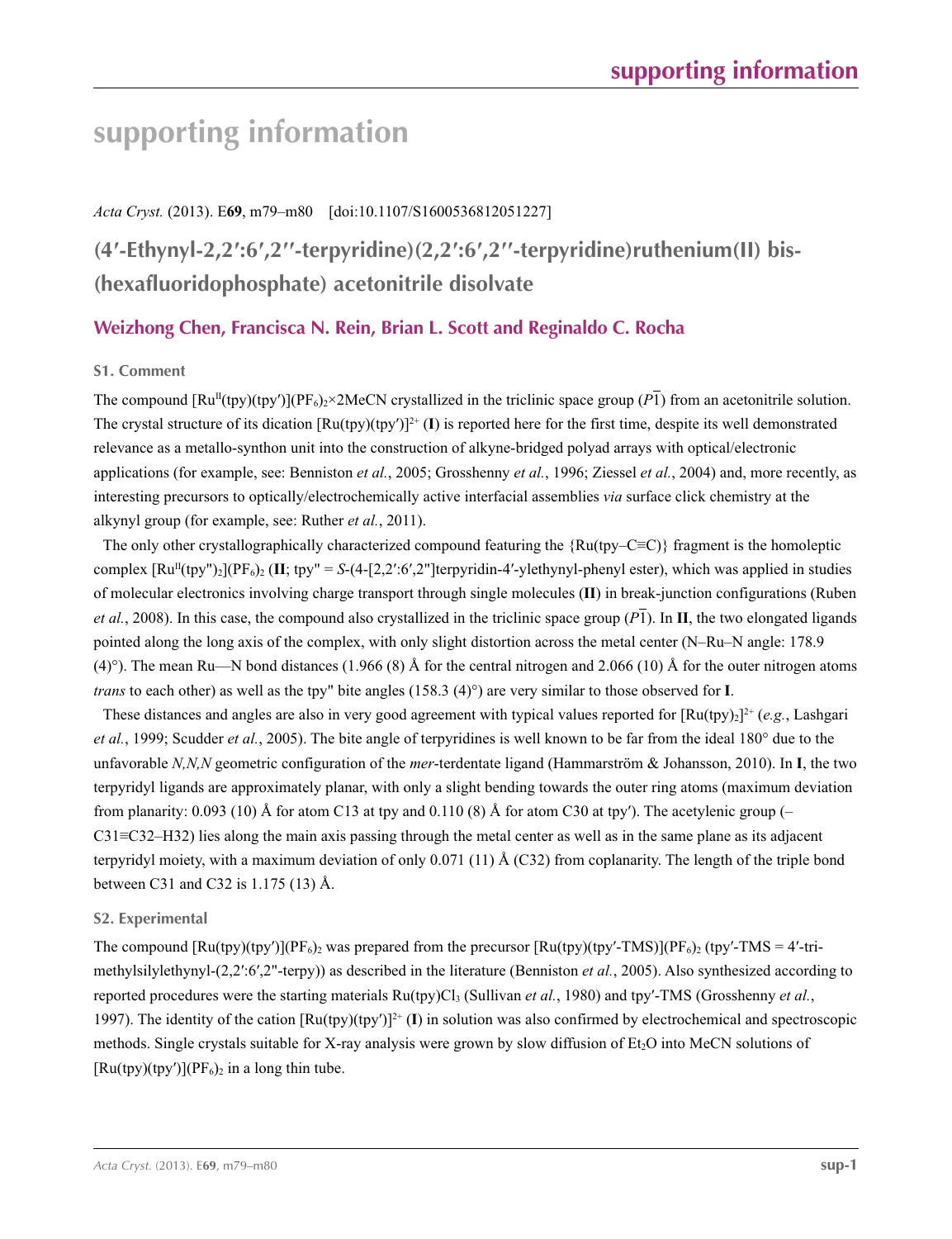# supporting information

*Acta Cryst.* (2013). E**69**, m79–m80 [doi:10.1107/S1600536812051227]

## (4′-Ethynyl-2,2′:6′,2′′-terpyridine)(2,2′:6′,2′′-terpyridine)ruthenium(II) bis-(hexafluoridophosphate) acetonitrile disolvate

### Weizhong Chen, Francisca N. Rein, Brian L. Scott and Reginaldo C. Rocha

### S1. Comment

The compound $[Ru^{II}(tpy)(tpy')](PF_6)_2 \times 2MeCN$ crystallized in the triclinic space group ($P\overline{1}$) from an acetonitrile solution. The crystal structure of its dication $[Ru(tpy)(tpy')]^{2+}$ (**I**) is reported here for the first time, despite its well demonstrated relevance as a metallo-synthon unit into the construction of alkyne-bridged polyad arrays with optical/electronic applications (for example, see: Benniston *et al.*, 2005; Grosshenny *et al.*, 1996; Ziessel *et al.*, 2004) and, more recently, as interesting precursors to optically/electrochemically active interfacial assemblies *via* surface click chemistry at the alkynyl group (for example, see: Ruther *et al.*, 2011).

The only other crystallographically characterized compound featuring the {Ru(tpy–C≡C)} fragment is the homoleptic complex $[Ru^{II}(tpy'')_2](PF_6)_2$ (**II**; tpy'' = *S*-(4-[2,2′:6′,2"]terpyridin-4′-ylethynyl-phenyl ester), which was applied in studies of molecular electronics involving charge transport through single molecules (**II**) in break-junction configurations (Ruben *et al.*, 2008). In this case, the compound also crystallized in the triclinic space group ($P\overline{1}$). In **II**, the two elongated ligands pointed along the long axis of the complex, with only slight distortion across the metal center (N–Ru–N angle: 178.9 (4)°). The mean Ru—N bond distances (1.966 (8) Å for the central nitrogen and 2.066 (10) Å for the outer nitrogen atoms *trans* to each other) as well as the tpy" bite angles (158.3 (4)°) are very similar to those observed for **I**.

These distances and angles are also in very good agreement with typical values reported for $[Ru(tpy)_2]^{2+}$ (*e.g.*, Lashgari *et al.*, 1999; Scudder *et al.*, 2005). The bite angle of terpyridines is well known to be far from the ideal 180° due to the unfavorable *N,N,N* geometric configuration of the *mer*-terdentate ligand (Hammarström & Johansson, 2010). In **I**, the two terpyridyl ligands are approximately planar, with only a slight bending towards the outer ring atoms (maximum deviation from planarity: 0.093 (10) Å for atom C13 at tpy and 0.110 (8) Å for atom C30 at tpy′). The acetylenic group (–C31≡C32–H32) lies along the main axis passing through the metal center as well as in the same plane as its adjacent terpyridyl moiety, with a maximum deviation of only 0.071 (11) Å (C32) from coplanarity. The length of the triple bond between C31 and C32 is 1.175 (13) Å.

### S2. Experimental

The compound $[Ru(tpy)(tpy')](PF_6)_2$ was prepared from the precursor $[Ru(tpy)(tpy'\text{-TMS})](PF_6)_2$ (tpy′-TMS = 4′-tri-methylsilylethynyl-(2,2′:6′,2"-terpy)) as described in the literature (Benniston *et al.*, 2005). Also synthesized according to reported procedures were the starting materials $Ru(tpy)Cl_3$ (Sullivan *et al.*, 1980) and tpy′-TMS (Grosshenny *et al.*, 1997). The identity of the cation $[Ru(tpy)(tpy')]^{2+}$ (**I**) in solution was also confirmed by electrochemical and spectroscopic methods. Single crystals suitable for X-ray analysis were grown by slow diffusion of $Et_2O$ into MeCN solutions of $[Ru(tpy)(tpy')](PF_6)_2$ in a long thin tube.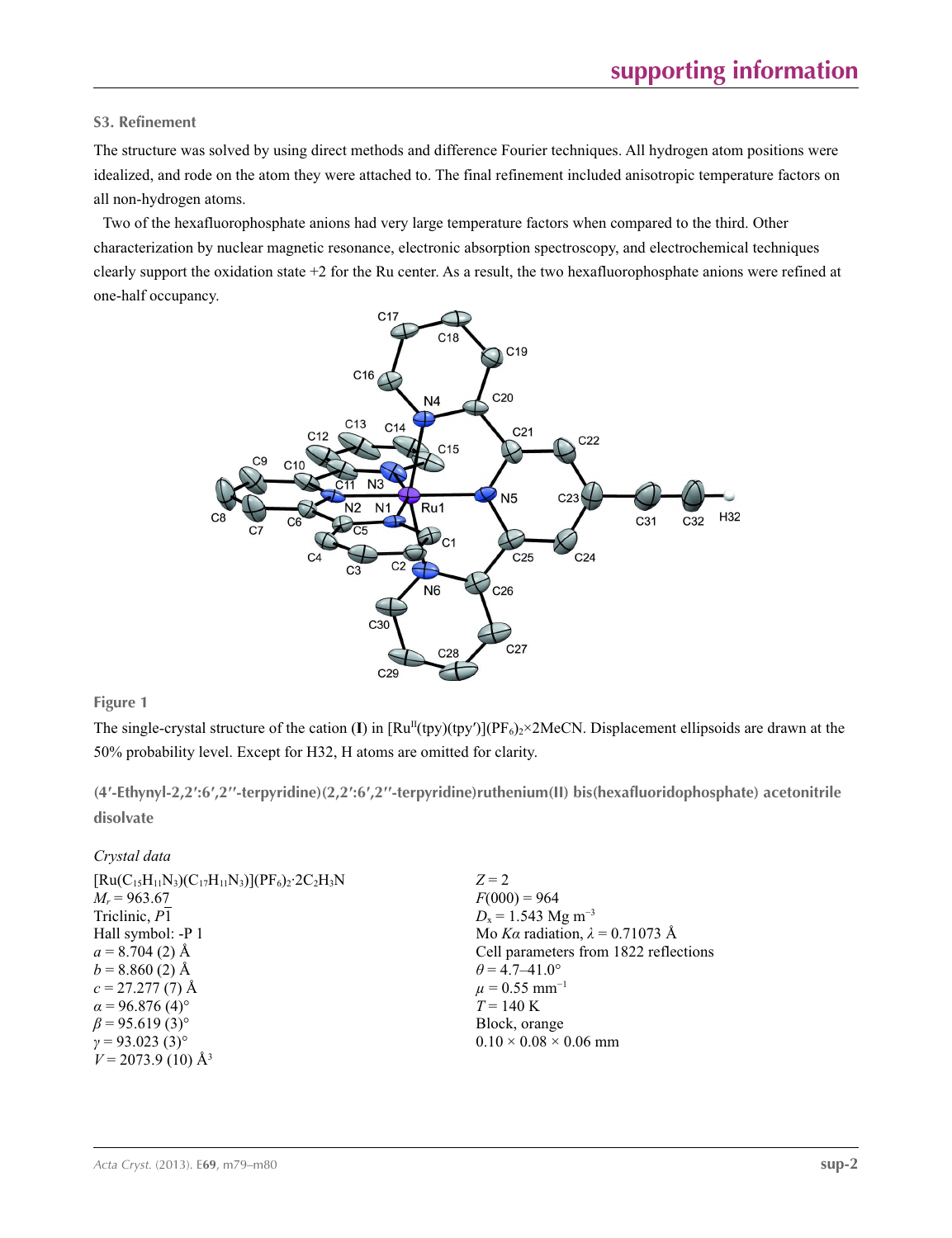### S3. Refinement

The structure was solved by using direct methods and difference Fourier techniques. All hydrogen atom positions were idealized, and rode on the atom they were attached to. The final refinement included anisotropic temperature factors on all non-hydrogen atoms.

Two of the hexafluorophosphate anions had very large temperature factors when compared to the third. Other characterization by nuclear magnetic resonance, electronic absorption spectroscopy, and electrochemical techniques clearly support the oxidation state +2 for the Ru center. As a result, the two hexafluorophosphate anions were refined at one-half occupancy.

**Figure 1**

The single-crystal structure of the cation (**I**) in $[Ru^{II}(tpy)(tpy')](PF_6)_2 \times 2MeCN$. Displacement ellipsoids are drawn at the 50% probability level. Except for H32, H atoms are omitted for clarity.

**(4′-Ethynyl-2,2′:6′,2′′-terpyridine)(2,2′:6′,2′′-terpyridine)ruthenium(II) bis(hexafluoridophosphate) acetonitrile disolvate**

*Crystal data*

$[Ru(C_{15}H_{11}N_3)(C_{17}H_{11}N_3)](PF_6)_2 \cdot 2C_2H_3N$
$M_r = 963.67$
Triclinic, $P\overline{1}$
Hall symbol: -P 1
$a = 8.704$ (2) Å
$b = 8.860$ (2) Å
$c = 27.277$ (7) Å
$\alpha = 96.876$ (4)°
$\beta = 95.619$ (3)°
$\gamma = 93.023$ (3)°
$V = 2073.9$ (10) Å$^3$
$Z = 2$
$F(000) = 964$
$D_x = 1.543$ Mg m$^{-3}$
Mo $K\alpha$ radiation, $\lambda = 0.71073$ Å
Cell parameters from 1822 reflections
$\theta = 4.7$–$41.0°$
$\mu = 0.55$ mm$^{-1}$
$T = 140$ K
Block, orange
$0.10 \times 0.08 \times 0.06$ mm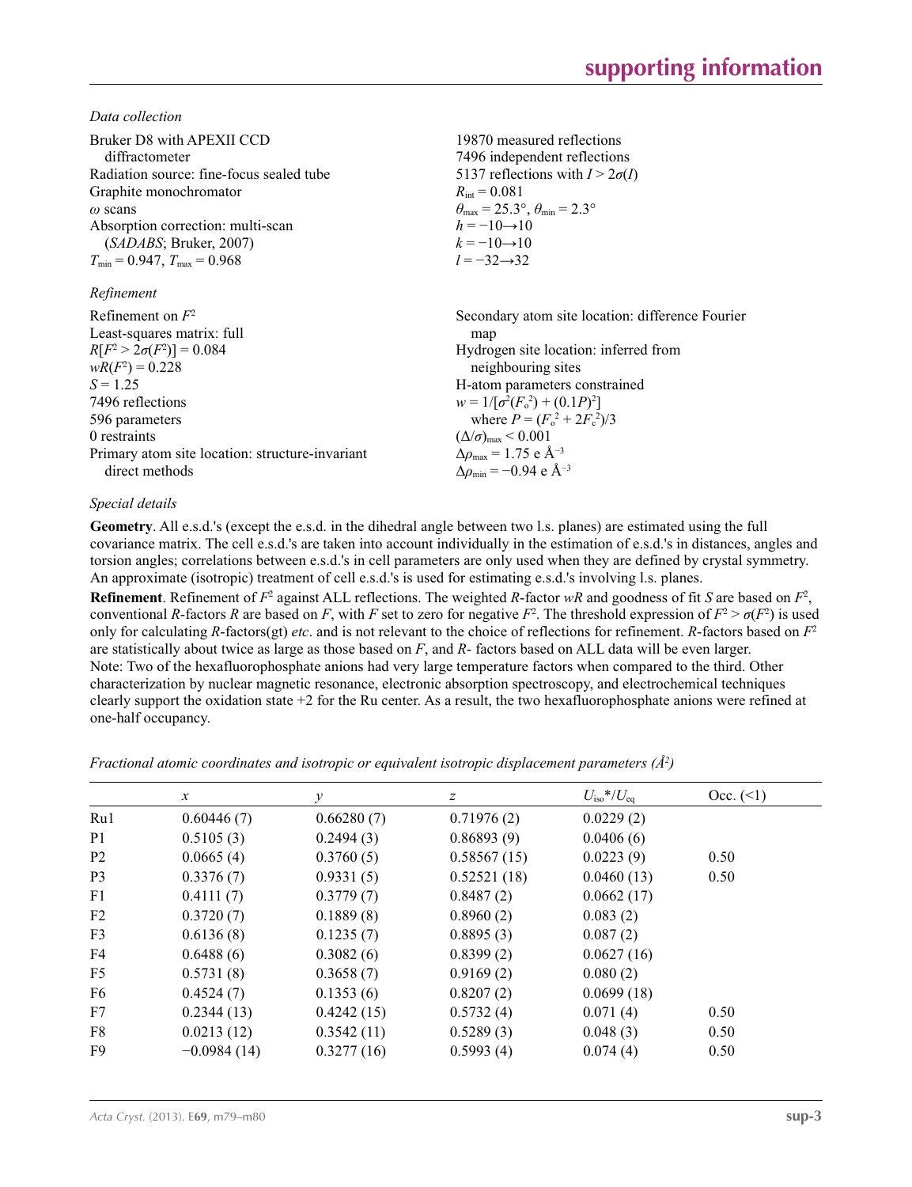*Data collection*

| | |
|---|---|
| Bruker D8 with APEXII CCD diffractometer | 19870 measured reflections |
| Radiation source: fine-focus sealed tube | 7496 independent reflections |
| Graphite monochromator | 5137 reflections with $I > 2\sigma(I)$ |
| ω scans | $R_{int} = 0.081$ |
| Absorption correction: multi-scan (*SADABS*; Bruker, 2007) | $\theta_{max} = 25.3°$, $\theta_{min} = 2.3°$ |
| $T_{min} = 0.947$, $T_{max} = 0.968$ | $h = -10 \rightarrow 10$ |
| | $k = -10 \rightarrow 10$ |
| | $l = -32 \rightarrow 32$ |

*Refinement*

| | |
|---|---|
| Refinement on $F^2$ | Secondary atom site location: difference Fourier map |
| Least-squares matrix: full | Hydrogen site location: inferred from neighbouring sites |
| $R[F^2 > 2\sigma(F^2)] = 0.084$ | H-atom parameters constrained |
| $wR(F^2) = 0.228$ | $w = 1/[\sigma^2(F_o^2) + (0.1P)^2]$ where $P = (F_o^2 + 2F_c^2)/3$ |
| $S = 1.25$ | $(\Delta/\sigma)_{max} < 0.001$ |
| 7496 reflections | $\Delta\rho_{max} = 1.75$ e Å$^{-3}$ |
| 596 parameters | $\Delta\rho_{min} = -0.94$ e Å$^{-3}$ |
| 0 restraints | |
| Primary atom site location: structure-invariant direct methods | |

*Special details*

**Geometry**. All e.s.d.'s (except the e.s.d. in the dihedral angle between two l.s. planes) are estimated using the full covariance matrix. The cell e.s.d.'s are taken into account individually in the estimation of e.s.d.'s in distances, angles and torsion angles; correlations between e.s.d.'s in cell parameters are only used when they are defined by crystal symmetry. An approximate (isotropic) treatment of cell e.s.d.'s is used for estimating e.s.d.'s involving l.s. planes.

**Refinement**. Refinement of $F^2$ against ALL reflections. The weighted $R$-factor $wR$ and goodness of fit $S$ are based on $F^2$, conventional $R$-factors $R$ are based on $F$, with $F$ set to zero for negative $F^2$. The threshold expression of $F^2 > \sigma(F^2)$ is used only for calculating $R$-factors(gt) *etc*. and is not relevant to the choice of reflections for refinement. $R$-factors based on $F^2$ are statistically about twice as large as those based on $F$, and $R$- factors based on ALL data will be even larger.
Note: Two of the hexafluorophosphate anions had very large temperature factors when compared to the third. Other characterization by nuclear magnetic resonance, electronic absorption spectroscopy, and electrochemical techniques clearly support the oxidation state +2 for the Ru center. As a result, the two hexafluorophosphate anions were refined at one-half occupancy.

*Fractional atomic coordinates and isotropic or equivalent isotropic displacement parameters (Å$^2$)*

| | $x$ | $y$ | $z$ | $U_{iso}$*/$U_{eq}$ | Occ. (<1) |
|---|---|---|---|---|---|
| Ru1 | 0.60446 (7) | 0.66280 (7) | 0.71976 (2) | 0.0229 (2) | |
| P1 | 0.5105 (3) | 0.2494 (3) | 0.86893 (9) | 0.0406 (6) | |
| P2 | 0.0665 (4) | 0.3760 (5) | 0.58567 (15) | 0.0223 (9) | 0.50 |
| P3 | 0.3376 (7) | 0.9331 (5) | 0.52521 (18) | 0.0460 (13) | 0.50 |
| F1 | 0.4111 (7) | 0.3779 (7) | 0.8487 (2) | 0.0662 (17) | |
| F2 | 0.3720 (7) | 0.1889 (8) | 0.8960 (2) | 0.083 (2) | |
| F3 | 0.6136 (8) | 0.1235 (7) | 0.8895 (3) | 0.087 (2) | |
| F4 | 0.6488 (6) | 0.3082 (6) | 0.8399 (2) | 0.0627 (16) | |
| F5 | 0.5731 (8) | 0.3658 (7) | 0.9169 (2) | 0.080 (2) | |
| F6 | 0.4524 (7) | 0.1353 (6) | 0.8207 (2) | 0.0699 (18) | |
| F7 | 0.2344 (13) | 0.4242 (15) | 0.5732 (4) | 0.071 (4) | 0.50 |
| F8 | 0.0213 (12) | 0.3542 (11) | 0.5289 (3) | 0.048 (3) | 0.50 |
| F9 | −0.0984 (14) | 0.3277 (16) | 0.5993 (4) | 0.074 (4) | 0.50 |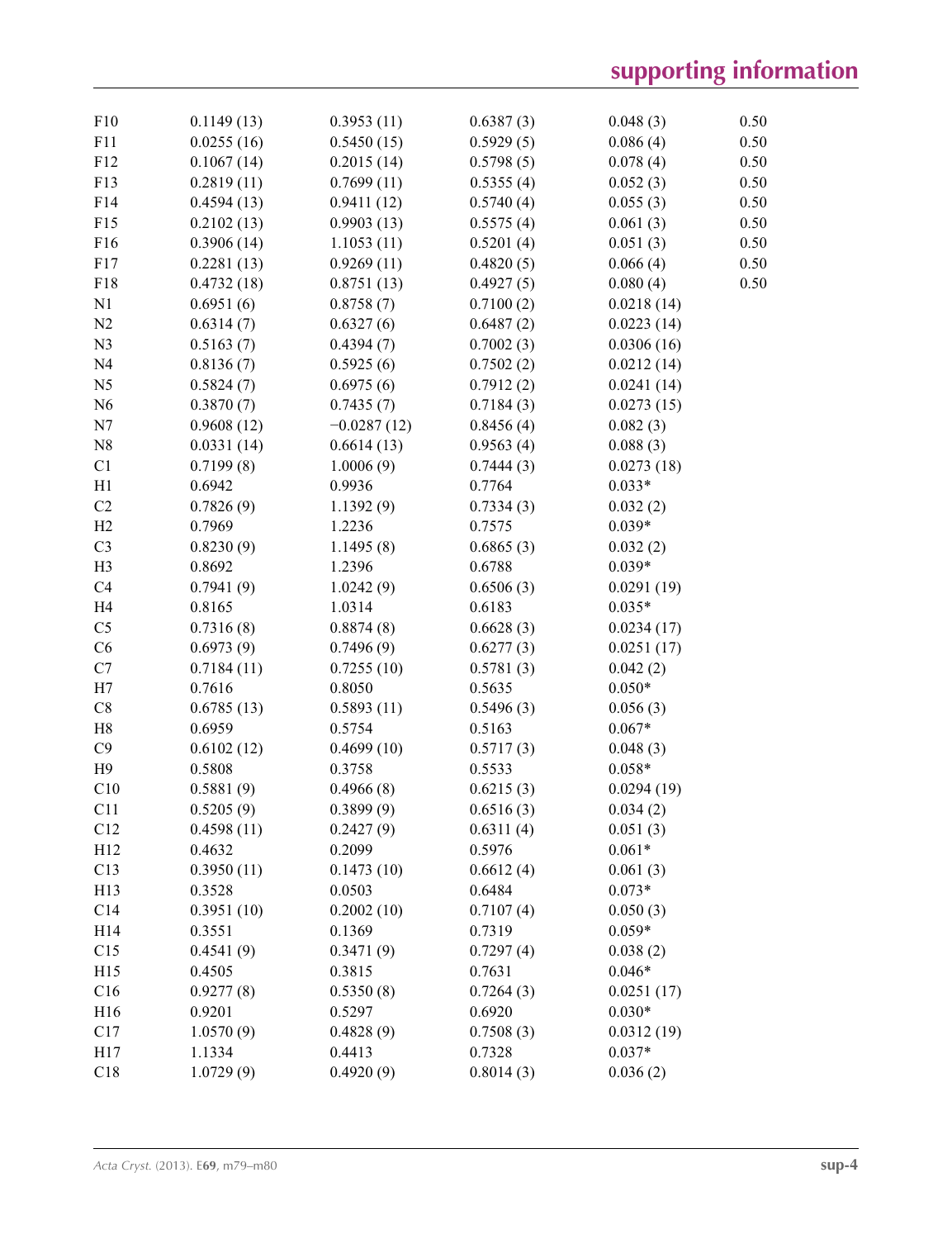| | | | | | |
|---|---|---|---|---|---|
| F10 | 0.1149 (13) | 0.3953 (11) | 0.6387 (3) | 0.048 (3) | 0.50 |
| F11 | 0.0255 (16) | 0.5450 (15) | 0.5929 (5) | 0.086 (4) | 0.50 |
| F12 | 0.1067 (14) | 0.2015 (14) | 0.5798 (5) | 0.078 (4) | 0.50 |
| F13 | 0.2819 (11) | 0.7699 (11) | 0.5355 (4) | 0.052 (3) | 0.50 |
| F14 | 0.4594 (13) | 0.9411 (12) | 0.5740 (4) | 0.055 (3) | 0.50 |
| F15 | 0.2102 (13) | 0.9903 (13) | 0.5575 (4) | 0.061 (3) | 0.50 |
| F16 | 0.3906 (14) | 1.1053 (11) | 0.5201 (4) | 0.051 (3) | 0.50 |
| F17 | 0.2281 (13) | 0.9269 (11) | 0.4820 (5) | 0.066 (4) | 0.50 |
| F18 | 0.4732 (18) | 0.8751 (13) | 0.4927 (5) | 0.080 (4) | 0.50 |
| N1 | 0.6951 (6) | 0.8758 (7) | 0.7100 (2) | 0.0218 (14) | |
| N2 | 0.6314 (7) | 0.6327 (6) | 0.6487 (2) | 0.0223 (14) | |
| N3 | 0.5163 (7) | 0.4394 (7) | 0.7002 (3) | 0.0306 (16) | |
| N4 | 0.8136 (7) | 0.5925 (6) | 0.7502 (2) | 0.0212 (14) | |
| N5 | 0.5824 (7) | 0.6975 (6) | 0.7912 (2) | 0.0241 (14) | |
| N6 | 0.3870 (7) | 0.7435 (7) | 0.7184 (3) | 0.0273 (15) | |
| N7 | 0.9608 (12) | −0.0287 (12) | 0.8456 (4) | 0.082 (3) | |
| N8 | 0.0331 (14) | 0.6614 (13) | 0.9563 (4) | 0.088 (3) | |
| C1 | 0.7199 (8) | 1.0006 (9) | 0.7444 (3) | 0.0273 (18) | |
| H1 | 0.6942 | 0.9936 | 0.7764 | 0.033* | |
| C2 | 0.7826 (9) | 1.1392 (9) | 0.7334 (3) | 0.032 (2) | |
| H2 | 0.7969 | 1.2236 | 0.7575 | 0.039* | |
| C3 | 0.8230 (9) | 1.1495 (8) | 0.6865 (3) | 0.032 (2) | |
| H3 | 0.8692 | 1.2396 | 0.6788 | 0.039* | |
| C4 | 0.7941 (9) | 1.0242 (9) | 0.6506 (3) | 0.0291 (19) | |
| H4 | 0.8165 | 1.0314 | 0.6183 | 0.035* | |
| C5 | 0.7316 (8) | 0.8874 (8) | 0.6628 (3) | 0.0234 (17) | |
| C6 | 0.6973 (9) | 0.7496 (9) | 0.6277 (3) | 0.0251 (17) | |
| C7 | 0.7184 (11) | 0.7255 (10) | 0.5781 (3) | 0.042 (2) | |
| H7 | 0.7616 | 0.8050 | 0.5635 | 0.050* | |
| C8 | 0.6785 (13) | 0.5893 (11) | 0.5496 (3) | 0.056 (3) | |
| H8 | 0.6959 | 0.5754 | 0.5163 | 0.067* | |
| C9 | 0.6102 (12) | 0.4699 (10) | 0.5717 (3) | 0.048 (3) | |
| H9 | 0.5808 | 0.3758 | 0.5533 | 0.058* | |
| C10 | 0.5881 (9) | 0.4966 (8) | 0.6215 (3) | 0.0294 (19) | |
| C11 | 0.5205 (9) | 0.3899 (9) | 0.6516 (3) | 0.034 (2) | |
| C12 | 0.4598 (11) | 0.2427 (9) | 0.6311 (4) | 0.051 (3) | |
| H12 | 0.4632 | 0.2099 | 0.5976 | 0.061* | |
| C13 | 0.3950 (11) | 0.1473 (10) | 0.6612 (4) | 0.061 (3) | |
| H13 | 0.3528 | 0.0503 | 0.6484 | 0.073* | |
| C14 | 0.3951 (10) | 0.2002 (10) | 0.7107 (4) | 0.050 (3) | |
| H14 | 0.3551 | 0.1369 | 0.7319 | 0.059* | |
| C15 | 0.4541 (9) | 0.3471 (9) | 0.7297 (4) | 0.038 (2) | |
| H15 | 0.4505 | 0.3815 | 0.7631 | 0.046* | |
| C16 | 0.9277 (8) | 0.5350 (8) | 0.7264 (3) | 0.0251 (17) | |
| H16 | 0.9201 | 0.5297 | 0.6920 | 0.030* | |
| C17 | 1.0570 (9) | 0.4828 (9) | 0.7508 (3) | 0.0312 (19) | |
| H17 | 1.1334 | 0.4413 | 0.7328 | 0.037* | |
| C18 | 1.0729 (9) | 0.4920 (9) | 0.8014 (3) | 0.036 (2) | |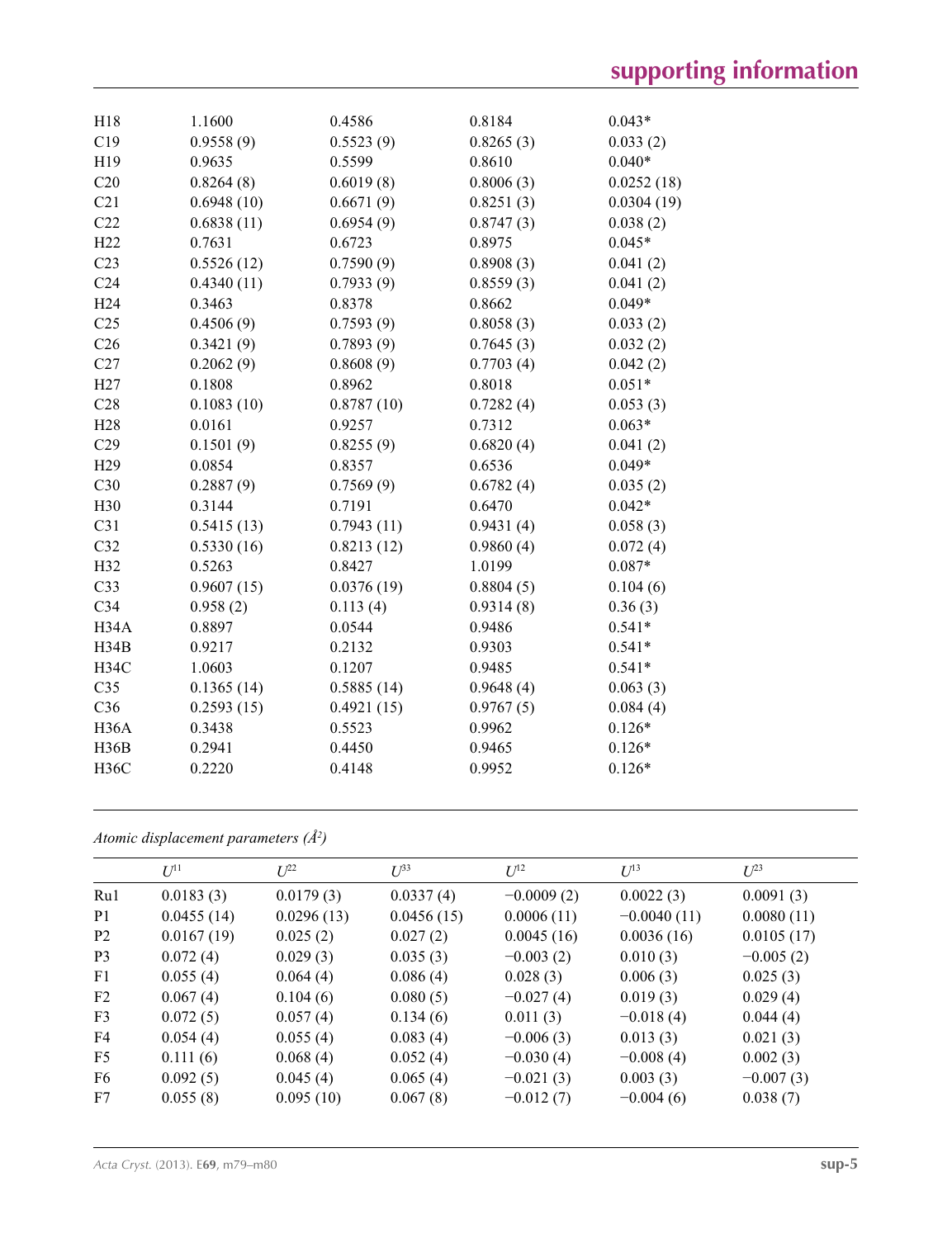| | | | | |
|---|---|---|---|---|
| H18 | 1.1600 | 0.4586 | 0.8184 | 0.043* |
| C19 | 0.9558 (9) | 0.5523 (9) | 0.8265 (3) | 0.033 (2) |
| H19 | 0.9635 | 0.5599 | 0.8610 | 0.040* |
| C20 | 0.8264 (8) | 0.6019 (8) | 0.8006 (3) | 0.0252 (18) |
| C21 | 0.6948 (10) | 0.6671 (9) | 0.8251 (3) | 0.0304 (19) |
| C22 | 0.6838 (11) | 0.6954 (9) | 0.8747 (3) | 0.038 (2) |
| H22 | 0.7631 | 0.6723 | 0.8975 | 0.045* |
| C23 | 0.5526 (12) | 0.7590 (9) | 0.8908 (3) | 0.041 (2) |
| C24 | 0.4340 (11) | 0.7933 (9) | 0.8559 (3) | 0.041 (2) |
| H24 | 0.3463 | 0.8378 | 0.8662 | 0.049* |
| C25 | 0.4506 (9) | 0.7593 (9) | 0.8058 (3) | 0.033 (2) |
| C26 | 0.3421 (9) | 0.7893 (9) | 0.7645 (3) | 0.032 (2) |
| C27 | 0.2062 (9) | 0.8608 (9) | 0.7703 (4) | 0.042 (2) |
| H27 | 0.1808 | 0.8962 | 0.8018 | 0.051* |
| C28 | 0.1083 (10) | 0.8787 (10) | 0.7282 (4) | 0.053 (3) |
| H28 | 0.0161 | 0.9257 | 0.7312 | 0.063* |
| C29 | 0.1501 (9) | 0.8255 (9) | 0.6820 (4) | 0.041 (2) |
| H29 | 0.0854 | 0.8357 | 0.6536 | 0.049* |
| C30 | 0.2887 (9) | 0.7569 (9) | 0.6782 (4) | 0.035 (2) |
| H30 | 0.3144 | 0.7191 | 0.6470 | 0.042* |
| C31 | 0.5415 (13) | 0.7943 (11) | 0.9431 (4) | 0.058 (3) |
| C32 | 0.5330 (16) | 0.8213 (12) | 0.9860 (4) | 0.072 (4) |
| H32 | 0.5263 | 0.8427 | 1.0199 | 0.087* |
| C33 | 0.9607 (15) | 0.0376 (19) | 0.8804 (5) | 0.104 (6) |
| C34 | 0.958 (2) | 0.113 (4) | 0.9314 (8) | 0.36 (3) |
| H34A | 0.8897 | 0.0544 | 0.9486 | 0.541* |
| H34B | 0.9217 | 0.2132 | 0.9303 | 0.541* |
| H34C | 1.0603 | 0.1207 | 0.9485 | 0.541* |
| C35 | 0.1365 (14) | 0.5885 (14) | 0.9648 (4) | 0.063 (3) |
| C36 | 0.2593 (15) | 0.4921 (15) | 0.9767 (5) | 0.084 (4) |
| H36A | 0.3438 | 0.5523 | 0.9962 | 0.126* |
| H36B | 0.2941 | 0.4450 | 0.9465 | 0.126* |
| H36C | 0.2220 | 0.4148 | 0.9952 | 0.126* |

*Atomic displacement parameters (Å$^2$)*

| | $U^{11}$ | $U^{22}$ | $U^{33}$ | $U^{12}$ | $U^{13}$ | $U^{23}$ |
|---|---|---|---|---|---|---|
| Ru1 | 0.0183 (3) | 0.0179 (3) | 0.0337 (4) | −0.0009 (2) | 0.0022 (3) | 0.0091 (3) |
| P1 | 0.0455 (14) | 0.0296 (13) | 0.0456 (15) | 0.0006 (11) | −0.0040 (11) | 0.0080 (11) |
| P2 | 0.0167 (19) | 0.025 (2) | 0.027 (2) | 0.0045 (16) | 0.0036 (16) | 0.0105 (17) |
| P3 | 0.072 (4) | 0.029 (3) | 0.035 (3) | −0.003 (2) | 0.010 (3) | −0.005 (2) |
| F1 | 0.055 (4) | 0.064 (4) | 0.086 (4) | 0.028 (3) | 0.006 (3) | 0.025 (3) |
| F2 | 0.067 (4) | 0.104 (6) | 0.080 (5) | −0.027 (4) | 0.019 (3) | 0.029 (4) |
| F3 | 0.072 (5) | 0.057 (4) | 0.134 (6) | 0.011 (3) | −0.018 (4) | 0.044 (4) |
| F4 | 0.054 (4) | 0.055 (4) | 0.083 (4) | −0.006 (3) | 0.013 (3) | 0.021 (3) |
| F5 | 0.111 (6) | 0.068 (4) | 0.052 (4) | −0.030 (4) | −0.008 (4) | 0.002 (3) |
| F6 | 0.092 (5) | 0.045 (4) | 0.065 (4) | −0.021 (3) | 0.003 (3) | −0.007 (3) |
| F7 | 0.055 (8) | 0.095 (10) | 0.067 (8) | −0.012 (7) | −0.004 (6) | 0.038 (7) |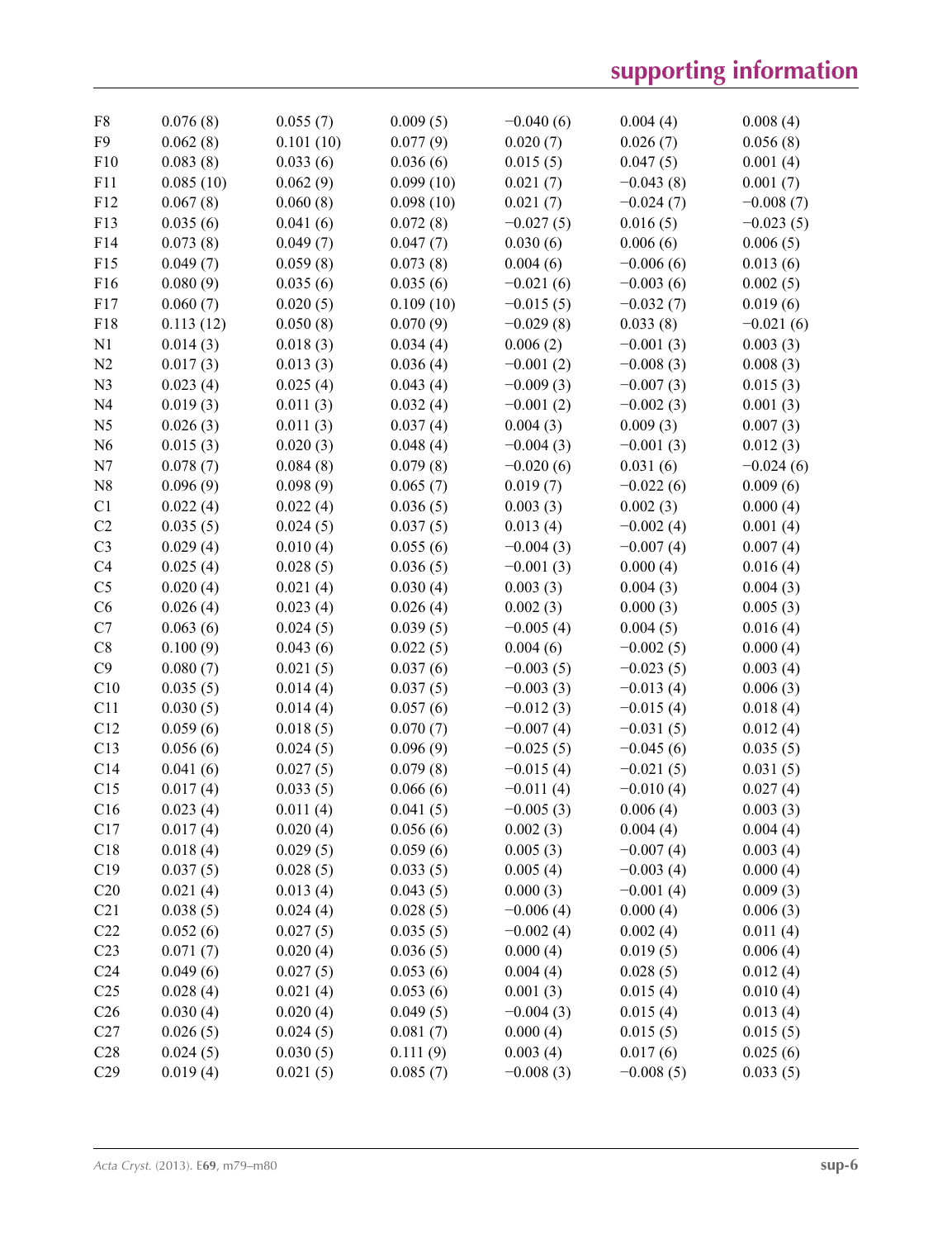| | | | | | | |
|---|---|---|---|---|---|---|
| F8 | 0.076 (8) | 0.055 (7) | 0.009 (5) | −0.040 (6) | 0.004 (4) | 0.008 (4) |
| F9 | 0.062 (8) | 0.101 (10) | 0.077 (9) | 0.020 (7) | 0.026 (7) | 0.056 (8) |
| F10 | 0.083 (8) | 0.033 (6) | 0.036 (6) | 0.015 (5) | 0.047 (5) | 0.001 (4) |
| F11 | 0.085 (10) | 0.062 (9) | 0.099 (10) | 0.021 (7) | −0.043 (8) | 0.001 (7) |
| F12 | 0.067 (8) | 0.060 (8) | 0.098 (10) | 0.021 (7) | −0.024 (7) | −0.008 (7) |
| F13 | 0.035 (6) | 0.041 (6) | 0.072 (8) | −0.027 (5) | 0.016 (5) | −0.023 (5) |
| F14 | 0.073 (8) | 0.049 (7) | 0.047 (7) | 0.030 (6) | 0.006 (6) | 0.006 (5) |
| F15 | 0.049 (7) | 0.059 (8) | 0.073 (8) | 0.004 (6) | −0.006 (6) | 0.013 (6) |
| F16 | 0.080 (9) | 0.035 (6) | 0.035 (6) | −0.021 (6) | −0.003 (6) | 0.002 (5) |
| F17 | 0.060 (7) | 0.020 (5) | 0.109 (10) | −0.015 (5) | −0.032 (7) | 0.019 (6) |
| F18 | 0.113 (12) | 0.050 (8) | 0.070 (9) | −0.029 (8) | 0.033 (8) | −0.021 (6) |
| N1 | 0.014 (3) | 0.018 (3) | 0.034 (4) | 0.006 (2) | −0.001 (3) | 0.003 (3) |
| N2 | 0.017 (3) | 0.013 (3) | 0.036 (4) | −0.001 (2) | −0.008 (3) | 0.008 (3) |
| N3 | 0.023 (4) | 0.025 (4) | 0.043 (4) | −0.009 (3) | −0.007 (3) | 0.015 (3) |
| N4 | 0.019 (3) | 0.011 (3) | 0.032 (4) | −0.001 (2) | −0.002 (3) | 0.001 (3) |
| N5 | 0.026 (3) | 0.011 (3) | 0.037 (4) | 0.004 (3) | 0.009 (3) | 0.007 (3) |
| N6 | 0.015 (3) | 0.020 (3) | 0.048 (4) | −0.004 (3) | −0.001 (3) | 0.012 (3) |
| N7 | 0.078 (7) | 0.084 (8) | 0.079 (8) | −0.020 (6) | 0.031 (6) | −0.024 (6) |
| N8 | 0.096 (9) | 0.098 (9) | 0.065 (7) | 0.019 (7) | −0.022 (6) | 0.009 (6) |
| C1 | 0.022 (4) | 0.022 (4) | 0.036 (5) | 0.003 (3) | 0.002 (3) | 0.000 (4) |
| C2 | 0.035 (5) | 0.024 (5) | 0.037 (5) | 0.013 (4) | −0.002 (4) | 0.001 (4) |
| C3 | 0.029 (4) | 0.010 (4) | 0.055 (6) | −0.004 (3) | −0.007 (4) | 0.007 (4) |
| C4 | 0.025 (4) | 0.028 (5) | 0.036 (5) | −0.001 (3) | 0.000 (4) | 0.016 (4) |
| C5 | 0.020 (4) | 0.021 (4) | 0.030 (4) | 0.003 (3) | 0.004 (3) | 0.004 (3) |
| C6 | 0.026 (4) | 0.023 (4) | 0.026 (4) | 0.002 (3) | 0.000 (3) | 0.005 (3) |
| C7 | 0.063 (6) | 0.024 (5) | 0.039 (5) | −0.005 (4) | 0.004 (5) | 0.016 (4) |
| C8 | 0.100 (9) | 0.043 (6) | 0.022 (5) | 0.004 (6) | −0.002 (5) | 0.000 (4) |
| C9 | 0.080 (7) | 0.021 (5) | 0.037 (6) | −0.003 (5) | −0.023 (5) | 0.003 (4) |
| C10 | 0.035 (5) | 0.014 (4) | 0.037 (5) | −0.003 (3) | −0.013 (4) | 0.006 (3) |
| C11 | 0.030 (5) | 0.014 (4) | 0.057 (6) | −0.012 (3) | −0.015 (4) | 0.018 (4) |
| C12 | 0.059 (6) | 0.018 (5) | 0.070 (7) | −0.007 (4) | −0.031 (5) | 0.012 (4) |
| C13 | 0.056 (6) | 0.024 (5) | 0.096 (9) | −0.025 (5) | −0.045 (6) | 0.035 (5) |
| C14 | 0.041 (6) | 0.027 (5) | 0.079 (8) | −0.015 (4) | −0.021 (5) | 0.031 (5) |
| C15 | 0.017 (4) | 0.033 (5) | 0.066 (6) | −0.011 (4) | −0.010 (4) | 0.027 (4) |
| C16 | 0.023 (4) | 0.011 (4) | 0.041 (5) | −0.005 (3) | 0.006 (4) | 0.003 (3) |
| C17 | 0.017 (4) | 0.020 (4) | 0.056 (6) | 0.002 (3) | 0.004 (4) | 0.004 (4) |
| C18 | 0.018 (4) | 0.029 (5) | 0.059 (6) | 0.005 (3) | −0.007 (4) | 0.003 (4) |
| C19 | 0.037 (5) | 0.028 (5) | 0.033 (5) | 0.005 (4) | −0.003 (4) | 0.000 (4) |
| C20 | 0.021 (4) | 0.013 (4) | 0.043 (5) | 0.000 (3) | −0.001 (4) | 0.009 (3) |
| C21 | 0.038 (5) | 0.024 (4) | 0.028 (5) | −0.006 (4) | 0.000 (4) | 0.006 (3) |
| C22 | 0.052 (6) | 0.027 (5) | 0.035 (5) | −0.002 (4) | 0.002 (4) | 0.011 (4) |
| C23 | 0.071 (7) | 0.020 (4) | 0.036 (5) | 0.000 (4) | 0.019 (5) | 0.006 (4) |
| C24 | 0.049 (6) | 0.027 (5) | 0.053 (6) | 0.004 (4) | 0.028 (5) | 0.012 (4) |
| C25 | 0.028 (4) | 0.021 (4) | 0.053 (6) | 0.001 (3) | 0.015 (4) | 0.010 (4) |
| C26 | 0.030 (4) | 0.020 (4) | 0.049 (5) | −0.004 (3) | 0.015 (4) | 0.013 (4) |
| C27 | 0.026 (5) | 0.024 (5) | 0.081 (7) | 0.000 (4) | 0.015 (5) | 0.015 (5) |
| C28 | 0.024 (5) | 0.030 (5) | 0.111 (9) | 0.003 (4) | 0.017 (6) | 0.025 (6) |
| C29 | 0.019 (4) | 0.021 (5) | 0.085 (7) | −0.008 (3) | −0.008 (5) | 0.033 (5) |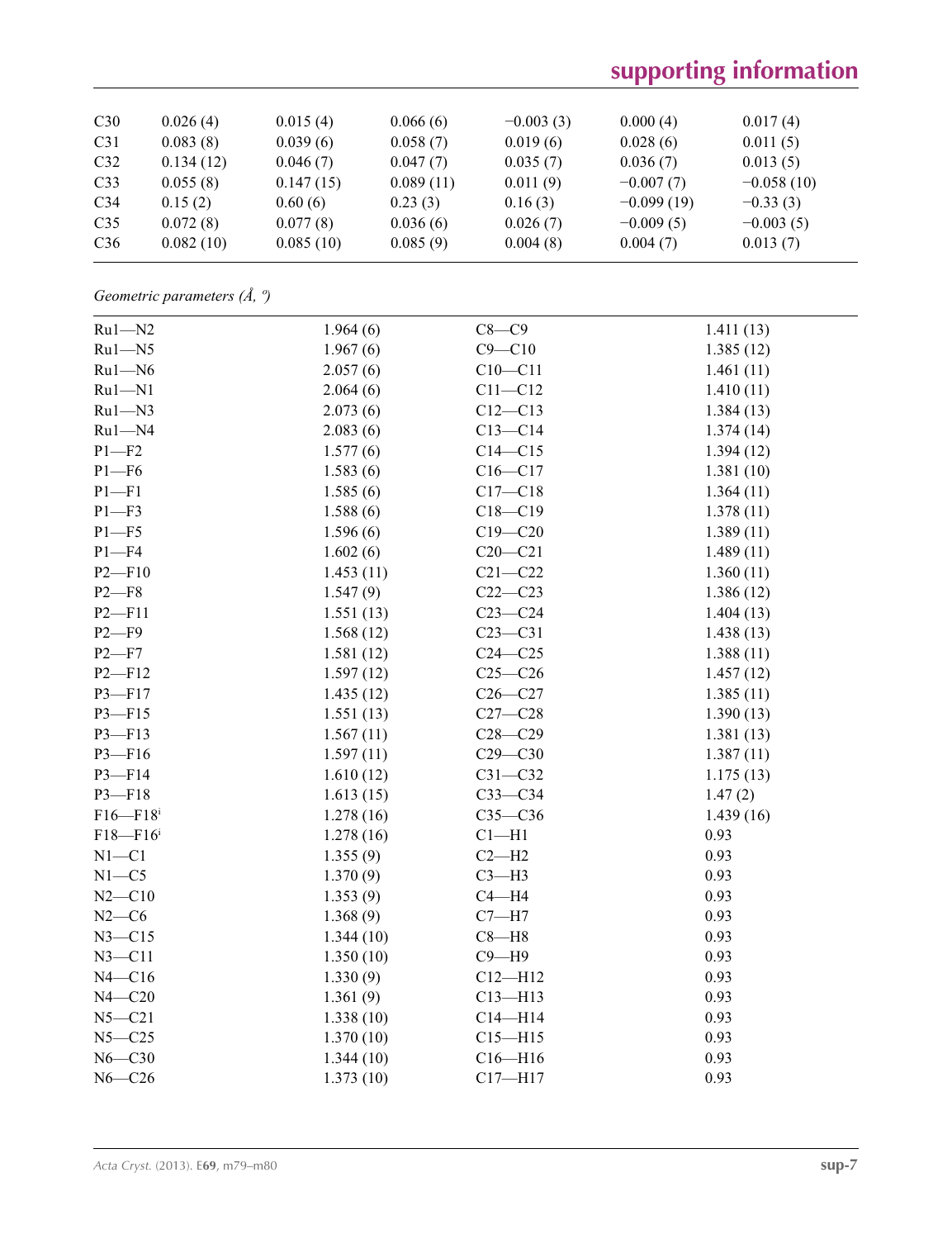| C30 | 0.026 (4) | 0.015 (4) | 0.066 (6) | −0.003 (3) | 0.000 (4) | 0.017 (4) |
|---|---|---|---|---|---|---|
| C31 | 0.083 (8) | 0.039 (6) | 0.058 (7) | 0.019 (6) | 0.028 (6) | 0.011 (5) |
| C32 | 0.134 (12) | 0.046 (7) | 0.047 (7) | 0.035 (7) | 0.036 (7) | 0.013 (5) |
| C33 | 0.055 (8) | 0.147 (15) | 0.089 (11) | 0.011 (9) | −0.007 (7) | −0.058 (10) |
| C34 | 0.15 (2) | 0.60 (6) | 0.23 (3) | 0.16 (3) | −0.099 (19) | −0.33 (3) |
| C35 | 0.072 (8) | 0.077 (8) | 0.036 (6) | 0.026 (7) | −0.009 (5) | −0.003 (5) |
| C36 | 0.082 (10) | 0.085 (10) | 0.085 (9) | 0.004 (8) | 0.004 (7) | 0.013 (7) |

*Geometric parameters (Å, º)*

| | | | |
|---|---|---|---|
| Ru1—N2 | 1.964 (6) | C8—C9 | 1.411 (13) |
| Ru1—N5 | 1.967 (6) | C9—C10 | 1.385 (12) |
| Ru1—N6 | 2.057 (6) | C10—C11 | 1.461 (11) |
| Ru1—N1 | 2.064 (6) | C11—C12 | 1.410 (11) |
| Ru1—N3 | 2.073 (6) | C12—C13 | 1.384 (13) |
| Ru1—N4 | 2.083 (6) | C13—C14 | 1.374 (14) |
| P1—F2 | 1.577 (6) | C14—C15 | 1.394 (12) |
| P1—F6 | 1.583 (6) | C16—C17 | 1.381 (10) |
| P1—F1 | 1.585 (6) | C17—C18 | 1.364 (11) |
| P1—F3 | 1.588 (6) | C18—C19 | 1.378 (11) |
| P1—F5 | 1.596 (6) | C19—C20 | 1.389 (11) |
| P1—F4 | 1.602 (6) | C20—C21 | 1.489 (11) |
| P2—F10 | 1.453 (11) | C21—C22 | 1.360 (11) |
| P2—F8 | 1.547 (9) | C22—C23 | 1.386 (12) |
| P2—F11 | 1.551 (13) | C23—C24 | 1.404 (13) |
| P2—F9 | 1.568 (12) | C23—C31 | 1.438 (13) |
| P2—F7 | 1.581 (12) | C24—C25 | 1.388 (11) |
| P2—F12 | 1.597 (12) | C25—C26 | 1.457 (12) |
| P3—F17 | 1.435 (12) | C26—C27 | 1.385 (11) |
| P3—F15 | 1.551 (13) | C27—C28 | 1.390 (13) |
| P3—F13 | 1.567 (11) | C28—C29 | 1.381 (13) |
| P3—F16 | 1.597 (11) | C29—C30 | 1.387 (11) |
| P3—F14 | 1.610 (12) | C31—C32 | 1.175 (13) |
| P3—F18 | 1.613 (15) | C33—C34 | 1.47 (2) |
| F16—F18$^{i}$ | 1.278 (16) | C35—C36 | 1.439 (16) |
| F18—F16$^{i}$ | 1.278 (16) | C1—H1 | 0.93 |
| N1—C1 | 1.355 (9) | C2—H2 | 0.93 |
| N1—C5 | 1.370 (9) | C3—H3 | 0.93 |
| N2—C10 | 1.353 (9) | C4—H4 | 0.93 |
| N2—C6 | 1.368 (9) | C7—H7 | 0.93 |
| N3—C15 | 1.344 (10) | C8—H8 | 0.93 |
| N3—C11 | 1.350 (10) | C9—H9 | 0.93 |
| N4—C16 | 1.330 (9) | C12—H12 | 0.93 |
| N4—C20 | 1.361 (9) | C13—H13 | 0.93 |
| N5—C21 | 1.338 (10) | C14—H14 | 0.93 |
| N5—C25 | 1.370 (10) | C15—H15 | 0.93 |
| N6—C30 | 1.344 (10) | C16—H16 | 0.93 |
| N6—C26 | 1.373 (10) | C17—H17 | 0.93 |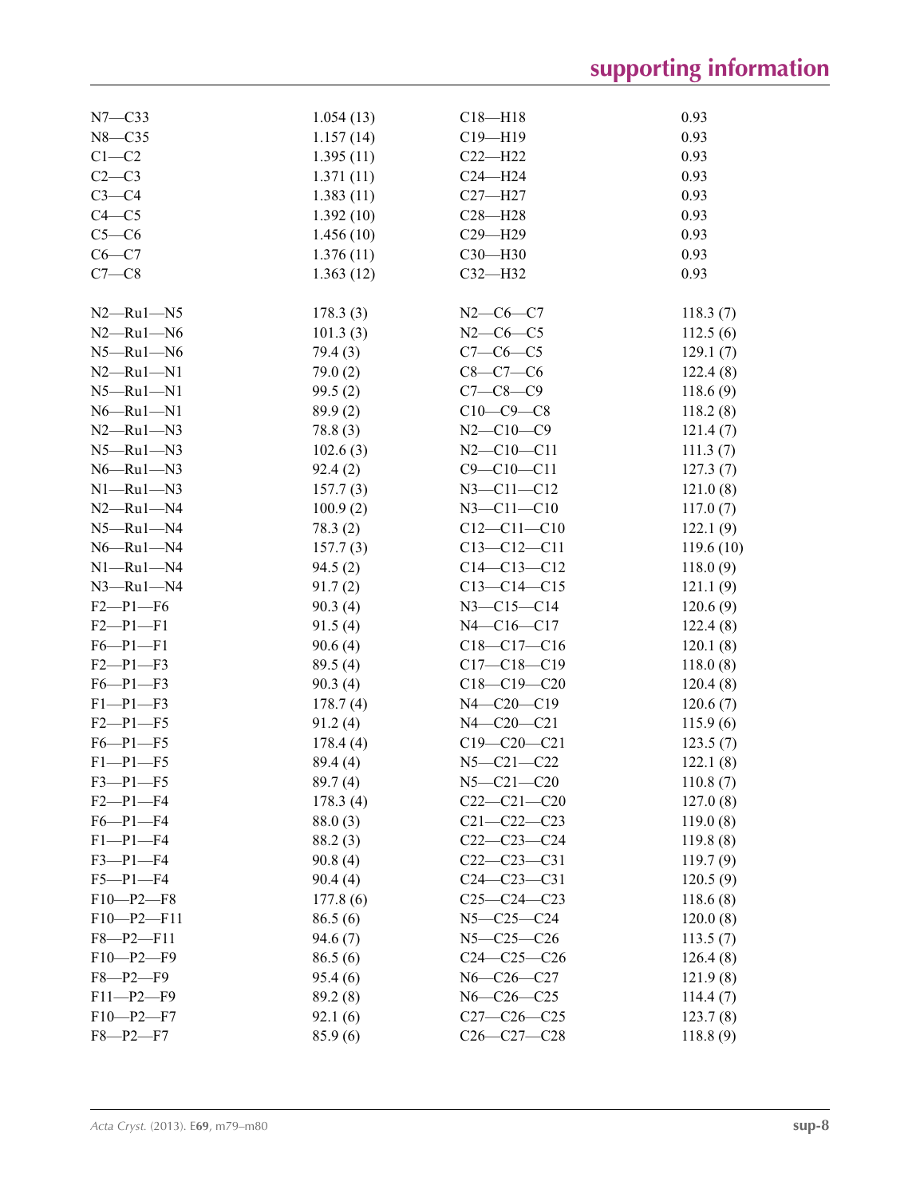| | | | |
|---|---|---|---|
| N7—C33 | 1.054 (13) | C18—H18 | 0.93 |
| N8—C35 | 1.157 (14) | C19—H19 | 0.93 |
| C1—C2 | 1.395 (11) | C22—H22 | 0.93 |
| C2—C3 | 1.371 (11) | C24—H24 | 0.93 |
| C3—C4 | 1.383 (11) | C27—H27 | 0.93 |
| C4—C5 | 1.392 (10) | C28—H28 | 0.93 |
| C5—C6 | 1.456 (10) | C29—H29 | 0.93 |
| C6—C7 | 1.376 (11) | C30—H30 | 0.93 |
| C7—C8 | 1.363 (12) | C32—H32 | 0.93 |

| | | | |
|---|---|---|---|
| N2—Ru1—N5 | 178.3 (3) | N2—C6—C7 | 118.3 (7) |
| N2—Ru1—N6 | 101.3 (3) | N2—C6—C5 | 112.5 (6) |
| N5—Ru1—N6 | 79.4 (3) | C7—C6—C5 | 129.1 (7) |
| N2—Ru1—N1 | 79.0 (2) | C8—C7—C6 | 122.4 (8) |
| N5—Ru1—N1 | 99.5 (2) | C7—C8—C9 | 118.6 (9) |
| N6—Ru1—N1 | 89.9 (2) | C10—C9—C8 | 118.2 (8) |
| N2—Ru1—N3 | 78.8 (3) | N2—C10—C9 | 121.4 (7) |
| N5—Ru1—N3 | 102.6 (3) | N2—C10—C11 | 111.3 (7) |
| N6—Ru1—N3 | 92.4 (2) | C9—C10—C11 | 127.3 (7) |
| N1—Ru1—N3 | 157.7 (3) | N3—C11—C12 | 121.0 (8) |
| N2—Ru1—N4 | 100.9 (2) | N3—C11—C10 | 117.0 (7) |
| N5—Ru1—N4 | 78.3 (2) | C12—C11—C10 | 122.1 (9) |
| N6—Ru1—N4 | 157.7 (3) | C13—C12—C11 | 119.6 (10) |
| N1—Ru1—N4 | 94.5 (2) | C14—C13—C12 | 118.0 (9) |
| N3—Ru1—N4 | 91.7 (2) | C13—C14—C15 | 121.1 (9) |
| F2—P1—F6 | 90.3 (4) | N3—C15—C14 | 120.6 (9) |
| F2—P1—F1 | 91.5 (4) | N4—C16—C17 | 122.4 (8) |
| F6—P1—F1 | 90.6 (4) | C18—C17—C16 | 120.1 (8) |
| F2—P1—F3 | 89.5 (4) | C17—C18—C19 | 118.0 (8) |
| F6—P1—F3 | 90.3 (4) | C18—C19—C20 | 120.4 (8) |
| F1—P1—F3 | 178.7 (4) | N4—C20—C19 | 120.6 (7) |
| F2—P1—F5 | 91.2 (4) | N4—C20—C21 | 115.9 (6) |
| F6—P1—F5 | 178.4 (4) | C19—C20—C21 | 123.5 (7) |
| F1—P1—F5 | 89.4 (4) | N5—C21—C22 | 122.1 (8) |
| F3—P1—F5 | 89.7 (4) | N5—C21—C20 | 110.8 (7) |
| F2—P1—F4 | 178.3 (4) | C22—C21—C20 | 127.0 (8) |
| F6—P1—F4 | 88.0 (3) | C21—C22—C23 | 119.0 (8) |
| F1—P1—F4 | 88.2 (3) | C22—C23—C24 | 119.8 (8) |
| F3—P1—F4 | 90.8 (4) | C22—C23—C31 | 119.7 (9) |
| F5—P1—F4 | 90.4 (4) | C24—C23—C31 | 120.5 (9) |
| F10—P2—F8 | 177.8 (6) | C25—C24—C23 | 118.6 (8) |
| F10—P2—F11 | 86.5 (6) | N5—C25—C24 | 120.0 (8) |
| F8—P2—F11 | 94.6 (7) | N5—C25—C26 | 113.5 (7) |
| F10—P2—F9 | 86.5 (6) | C24—C25—C26 | 126.4 (8) |
| F8—P2—F9 | 95.4 (6) | N6—C26—C27 | 121.9 (8) |
| F11—P2—F9 | 89.2 (8) | N6—C26—C25 | 114.4 (7) |
| F10—P2—F7 | 92.1 (6) | C27—C26—C25 | 123.7 (8) |
| F8—P2—F7 | 85.9 (6) | C26—C27—C28 | 118.8 (9) |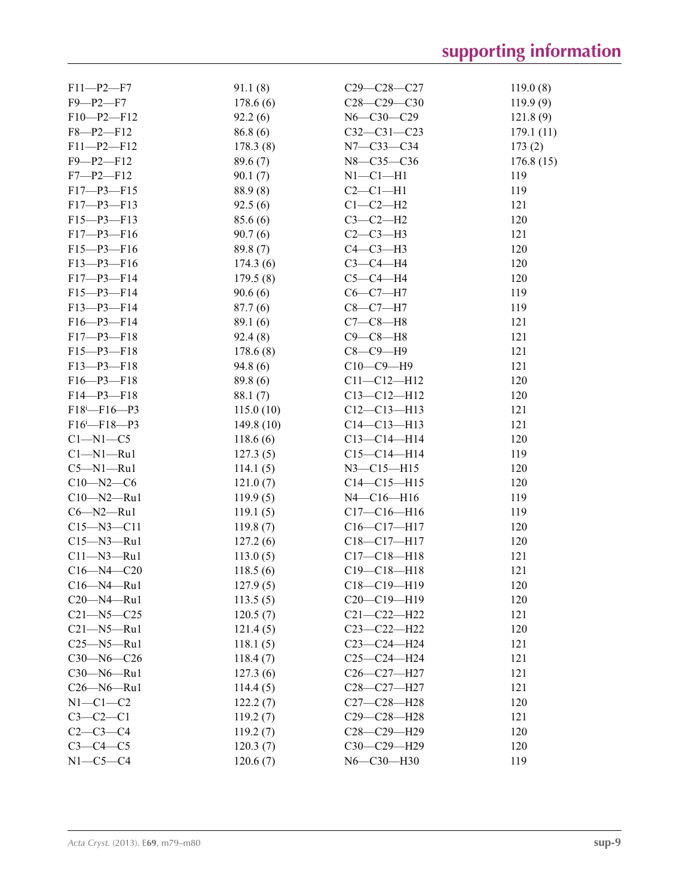| | | | |
|---|---|---|---|
| F11—P2—F7 | 91.1 (8) | C29—C28—C27 | 119.0 (8) |
| F9—P2—F7 | 178.6 (6) | C28—C29—C30 | 119.9 (9) |
| F10—P2—F12 | 92.2 (6) | N6—C30—C29 | 121.8 (9) |
| F8—P2—F12 | 86.8 (6) | C32—C31—C23 | 179.1 (11) |
| F11—P2—F12 | 178.3 (8) | N7—C33—C34 | 173 (2) |
| F9—P2—F12 | 89.6 (7) | N8—C35—C36 | 176.8 (15) |
| F7—P2—F12 | 90.1 (7) | N1—C1—H1 | 119 |
| F17—P3—F15 | 88.9 (8) | C2—C1—H1 | 119 |
| F17—P3—F13 | 92.5 (6) | C1—C2—H2 | 121 |
| F15—P3—F13 | 85.6 (6) | C3—C2—H2 | 120 |
| F17—P3—F16 | 90.7 (6) | C2—C3—H3 | 121 |
| F15—P3—F16 | 89.8 (7) | C4—C3—H3 | 120 |
| F13—P3—F16 | 174.3 (6) | C3—C4—H4 | 120 |
| F17—P3—F14 | 179.5 (8) | C5—C4—H4 | 120 |
| F15—P3—F14 | 90.6 (6) | C6—C7—H7 | 119 |
| F13—P3—F14 | 87.7 (6) | C8—C7—H7 | 119 |
| F16—P3—F14 | 89.1 (6) | C7—C8—H8 | 121 |
| F17—P3—F18 | 92.4 (8) | C9—C8—H8 | 121 |
| F15—P3—F18 | 178.6 (8) | C8—C9—H9 | 121 |
| F13—P3—F18 | 94.8 (6) | C10—C9—H9 | 121 |
| F16—P3—F18 | 89.8 (6) | C11—C12—H12 | 120 |
| F14—P3—F18 | 88.1 (7) | C13—C12—H12 | 120 |
| F18$^{i}$—F16—P3 | 115.0 (10) | C12—C13—H13 | 121 |
| F16$^{i}$—F18—P3 | 149.8 (10) | C14—C13—H13 | 121 |
| C1—N1—C5 | 118.6 (6) | C13—C14—H14 | 120 |
| C1—N1—Ru1 | 127.3 (5) | C15—C14—H14 | 119 |
| C5—N1—Ru1 | 114.1 (5) | N3—C15—H15 | 120 |
| C10—N2—C6 | 121.0 (7) | C14—C15—H15 | 120 |
| C10—N2—Ru1 | 119.9 (5) | N4—C16—H16 | 119 |
| C6—N2—Ru1 | 119.1 (5) | C17—C16—H16 | 119 |
| C15—N3—C11 | 119.8 (7) | C16—C17—H17 | 120 |
| C15—N3—Ru1 | 127.2 (6) | C18—C17—H17 | 120 |
| C11—N3—Ru1 | 113.0 (5) | C17—C18—H18 | 121 |
| C16—N4—C20 | 118.5 (6) | C19—C18—H18 | 121 |
| C16—N4—Ru1 | 127.9 (5) | C18—C19—H19 | 120 |
| C20—N4—Ru1 | 113.5 (5) | C20—C19—H19 | 120 |
| C21—N5—C25 | 120.5 (7) | C21—C22—H22 | 121 |
| C21—N5—Ru1 | 121.4 (5) | C23—C22—H22 | 120 |
| C25—N5—Ru1 | 118.1 (5) | C23—C24—H24 | 121 |
| C30—N6—C26 | 118.4 (7) | C25—C24—H24 | 121 |
| C30—N6—Ru1 | 127.3 (6) | C26—C27—H27 | 121 |
| C26—N6—Ru1 | 114.4 (5) | C28—C27—H27 | 121 |
| N1—C1—C2 | 122.2 (7) | C27—C28—H28 | 120 |
| C3—C2—C1 | 119.2 (7) | C29—C28—H28 | 121 |
| C2—C3—C4 | 119.2 (7) | C28—C29—H29 | 120 |
| C3—C4—C5 | 120.3 (7) | C30—C29—H29 | 120 |
| N1—C5—C4 | 120.6 (7) | N6—C30—H30 | 119 |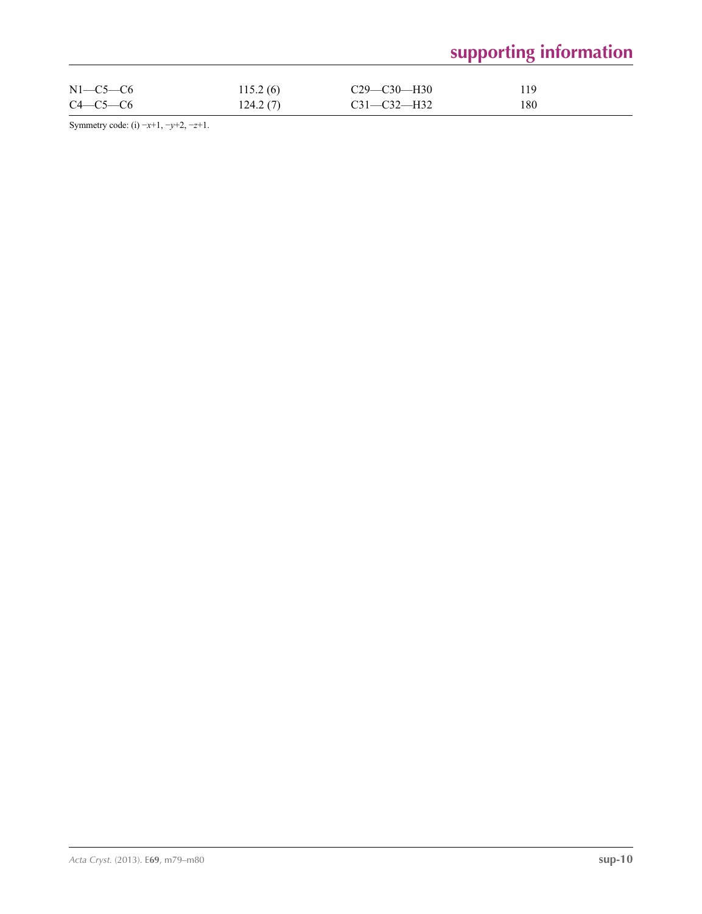| | | | |
|---|---|---|---|
| N1—C5—C6 | 115.2 (6) | C29—C30—H30 | 119 |
| C4—C5—C6 | 124.2 (7) | C31—C32—H32 | 180 |

Symmetry code: (i) $-x+1, -y+2, -z+1$.